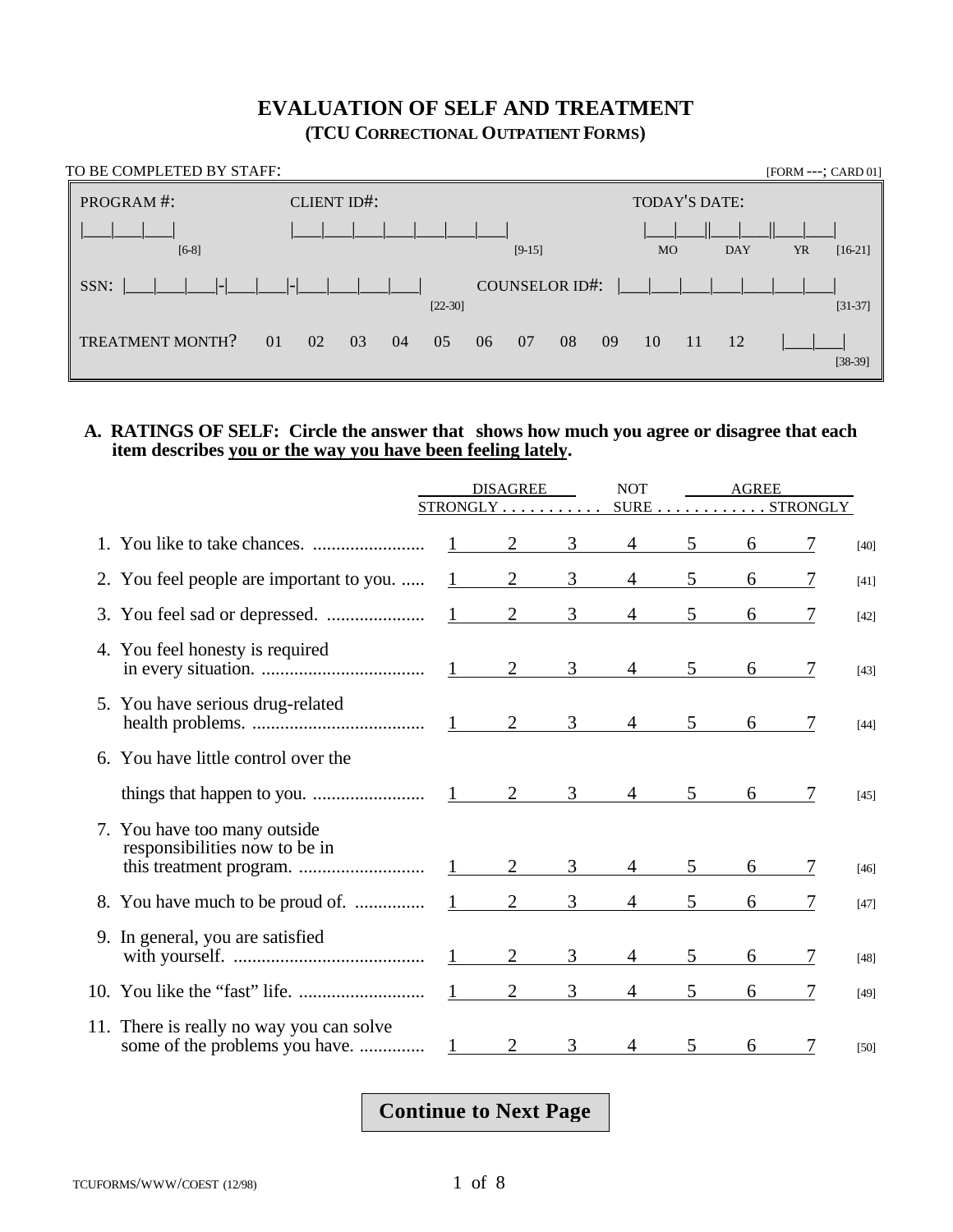# EVALUATION OF SELF AND TREATMENT

## (TCU CORRECTIONAL OUTPATIENT FORMS)

TO BE COMPLETED BY STAFF: [FORM ---; CARD 01]

PROGRAM #: |___|___|___| [6-8]

CLIENT ID#: |___|___|___|___|___|___|___| [9-15]

TODAY'S DATE: |___|___||___|___||___|___| MO DAY YR [16-21]

SSN: |___|___|___|-|___|___|-|___|___|___|___| [22-30]

COUNSELOR ID#: |___|___|___|___|___|___|___| [31-37]

TREATMENT MONTH? 01 02 03 04 05 06 07 08 09 10 11 12 |___|___| [38-39]

**A. RATINGS OF SELF: Circle the answer that shows how much you agree or disagree that each item describes you or the way you have been feeling lately.**

| | DISAGREE STRONGLY | | | NOT SURE | | | AGREE STRONGLY | |
|---|---|---|---|---|---|---|---|---|
| 1. You like to take chances. | 1 | 2 | 3 | 4 | 5 | 6 | 7 | [40] |
| 2. You feel people are important to you. | 1 | 2 | 3 | 4 | 5 | 6 | 7 | [41] |
| 3. You feel sad or depressed. | 1 | 2 | 3 | 4 | 5 | 6 | 7 | [42] |
| 4. You feel honesty is required in every situation. | 1 | 2 | 3 | 4 | 5 | 6 | 7 | [43] |
| 5. You have serious drug-related health problems. | 1 | 2 | 3 | 4 | 5 | 6 | 7 | [44] |
| 6. You have little control over the things that happen to you. | 1 | 2 | 3 | 4 | 5 | 6 | 7 | [45] |
| 7. You have too many outside responsibilities now to be in this treatment program. | 1 | 2 | 3 | 4 | 5 | 6 | 7 | [46] |
| 8. You have much to be proud of. | 1 | 2 | 3 | 4 | 5 | 6 | 7 | [47] |
| 9. In general, you are satisfied with yourself. | 1 | 2 | 3 | 4 | 5 | 6 | 7 | [48] |
| 10. You like the "fast" life. | 1 | 2 | 3 | 4 | 5 | 6 | 7 | [49] |
| 11. There is really no way you can solve some of the problems you have. | 1 | 2 | 3 | 4 | 5 | 6 | 7 | [50] |

**Continue to Next Page**

TCUFORMS/WWW/COEST (12/98)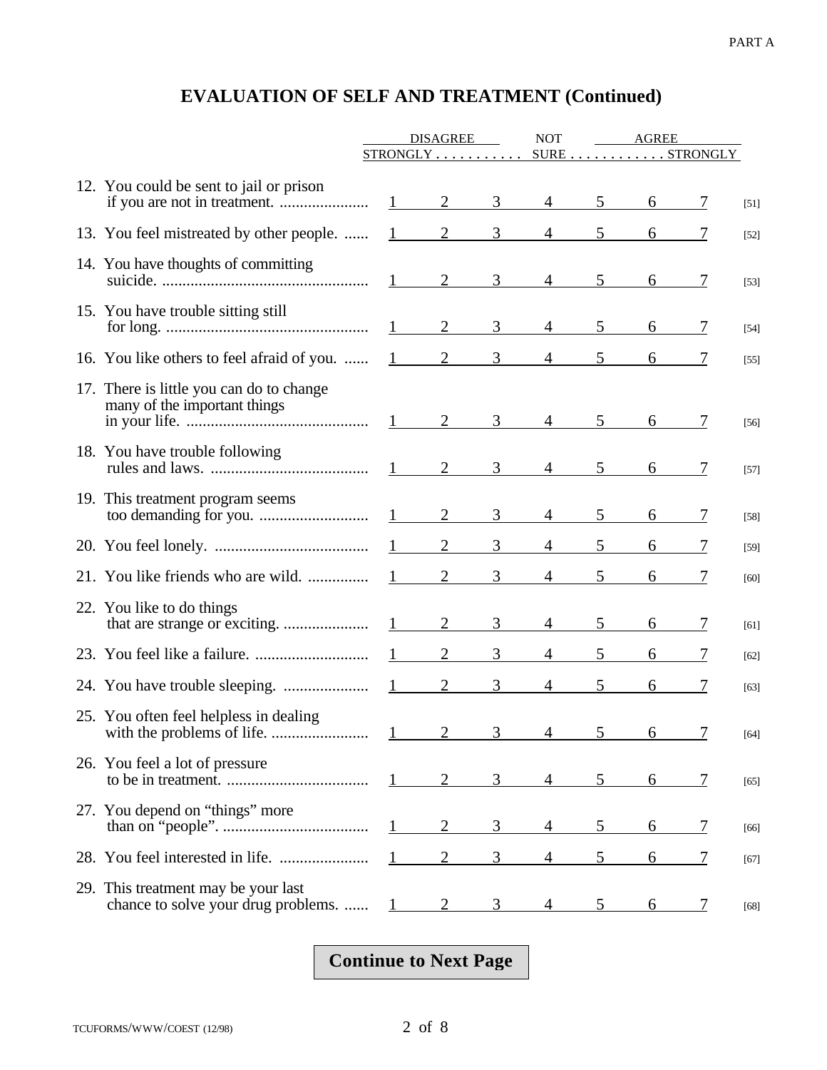PART A

## EVALUATION OF SELF AND TREATMENT (Continued)

| | DISAGREE STRONGLY | | | NOT SURE | | | AGREE STRONGLY | |
|---|---|---|---|---|---|---|---|---|
| 12. You could be sent to jail or prison if you are not in treatment. | 1 | 2 | 3 | 4 | 5 | 6 | 7 | [51] |
| 13. You feel mistreated by other people. | 1 | 2 | 3 | 4 | 5 | 6 | 7 | [52] |
| 14. You have thoughts of committing suicide. | 1 | 2 | 3 | 4 | 5 | 6 | 7 | [53] |
| 15. You have trouble sitting still for long. | 1 | 2 | 3 | 4 | 5 | 6 | 7 | [54] |
| 16. You like others to feel afraid of you. | 1 | 2 | 3 | 4 | 5 | 6 | 7 | [55] |
| 17. There is little you can do to change many of the important things in your life. | 1 | 2 | 3 | 4 | 5 | 6 | 7 | [56] |
| 18. You have trouble following rules and laws. | 1 | 2 | 3 | 4 | 5 | 6 | 7 | [57] |
| 19. This treatment program seems too demanding for you. | 1 | 2 | 3 | 4 | 5 | 6 | 7 | [58] |
| 20. You feel lonely. | 1 | 2 | 3 | 4 | 5 | 6 | 7 | [59] |
| 21. You like friends who are wild. | 1 | 2 | 3 | 4 | 5 | 6 | 7 | [60] |
| 22. You like to do things that are strange or exciting. | 1 | 2 | 3 | 4 | 5 | 6 | 7 | [61] |
| 23. You feel like a failure. | 1 | 2 | 3 | 4 | 5 | 6 | 7 | [62] |
| 24. You have trouble sleeping. | 1 | 2 | 3 | 4 | 5 | 6 | 7 | [63] |
| 25. You often feel helpless in dealing with the problems of life. | 1 | 2 | 3 | 4 | 5 | 6 | 7 | [64] |
| 26. You feel a lot of pressure to be in treatment. | 1 | 2 | 3 | 4 | 5 | 6 | 7 | [65] |
| 27. You depend on "things" more than on "people". | 1 | 2 | 3 | 4 | 5 | 6 | 7 | [66] |
| 28. You feel interested in life. | 1 | 2 | 3 | 4 | 5 | 6 | 7 | [67] |
| 29. This treatment may be your last chance to solve your drug problems. | 1 | 2 | 3 | 4 | 5 | 6 | 7 | [68] |

**Continue to Next Page**

TCUFORMS/WWW/COEST (12/98)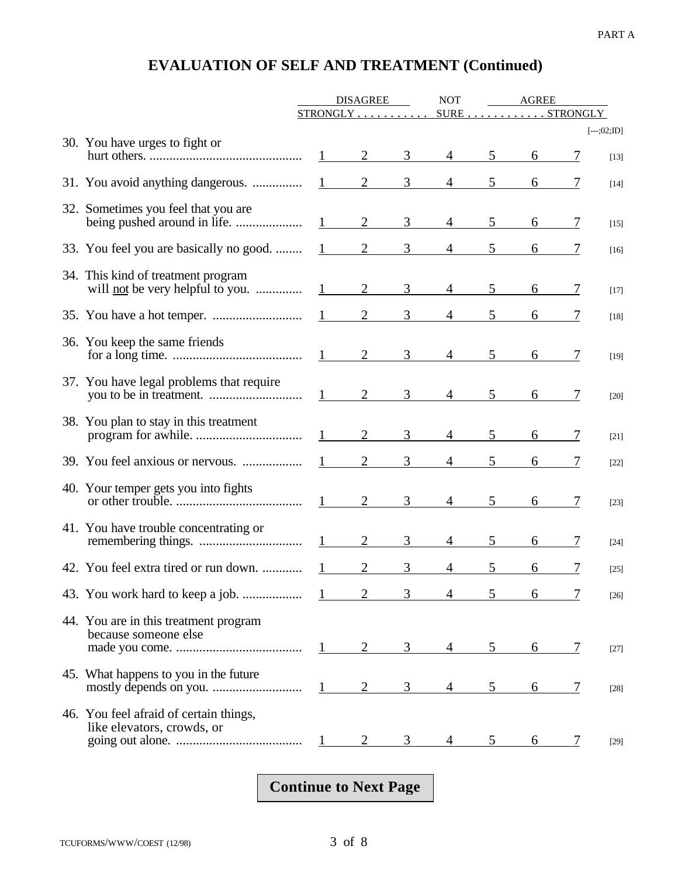PART A

# EVALUATION OF SELF AND TREATMENT (Continued)

| | DISAGREE STRONGLY | | | NOT SURE | | | AGREE STRONGLY | [---;02;ID] |
|---|---|---|---|---|---|---|---|---|
| 30. You have urges to fight or hurt others. | 1 | 2 | 3 | 4 | 5 | 6 | 7 | [13] |
| 31. You avoid anything dangerous. | 1 | 2 | 3 | 4 | 5 | 6 | 7 | [14] |
| 32. Sometimes you feel that you are being pushed around in life. | 1 | 2 | 3 | 4 | 5 | 6 | 7 | [15] |
| 33. You feel you are basically no good. | 1 | 2 | 3 | 4 | 5 | 6 | 7 | [16] |
| 34. This kind of treatment program will <u>not</u> be very helpful to you. | 1 | 2 | 3 | 4 | 5 | 6 | 7 | [17] |
| 35. You have a hot temper. | 1 | 2 | 3 | 4 | 5 | 6 | 7 | [18] |
| 36. You keep the same friends for a long time. | 1 | 2 | 3 | 4 | 5 | 6 | 7 | [19] |
| 37. You have legal problems that require you to be in treatment. | 1 | 2 | 3 | 4 | 5 | 6 | 7 | [20] |
| 38. You plan to stay in this treatment program for awhile. | 1 | 2 | 3 | 4 | 5 | 6 | 7 | [21] |
| 39. You feel anxious or nervous. | 1 | 2 | 3 | 4 | 5 | 6 | 7 | [22] |
| 40. Your temper gets you into fights or other trouble. | 1 | 2 | 3 | 4 | 5 | 6 | 7 | [23] |
| 41. You have trouble concentrating or remembering things. | 1 | 2 | 3 | 4 | 5 | 6 | 7 | [24] |
| 42. You feel extra tired or run down. | 1 | 2 | 3 | 4 | 5 | 6 | 7 | [25] |
| 43. You work hard to keep a job. | 1 | 2 | 3 | 4 | 5 | 6 | 7 | [26] |
| 44. You are in this treatment program because someone else made you come. | 1 | 2 | 3 | 4 | 5 | 6 | 7 | [27] |
| 45. What happens to you in the future mostly depends on you. | 1 | 2 | 3 | 4 | 5 | 6 | 7 | [28] |
| 46. You feel afraid of certain things, like elevators, crowds, or going out alone. | 1 | 2 | 3 | 4 | 5 | 6 | 7 | [29] |

**Continue to Next Page**

TCUFORMS/WWW/COEST (12/98)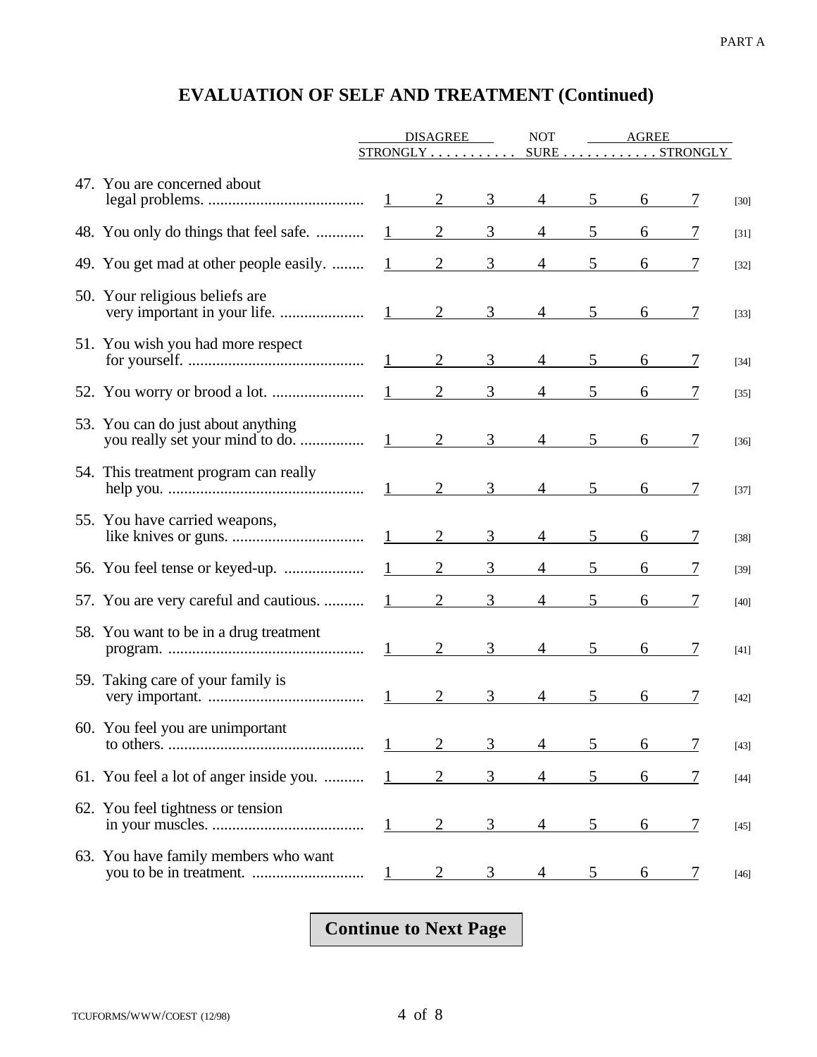PART A

## EVALUATION OF SELF AND TREATMENT (Continued)

| | DISAGREE STRONGLY | | | NOT SURE | | | AGREE STRONGLY | |
|---|---|---|---|---|---|---|---|---|
| 47. You are concerned about legal problems. | 1 | 2 | 3 | 4 | 5 | 6 | 7 | [30] |
| 48. You only do things that feel safe. | 1 | 2 | 3 | 4 | 5 | 6 | 7 | [31] |
| 49. You get mad at other people easily. | 1 | 2 | 3 | 4 | 5 | 6 | 7 | [32] |
| 50. Your religious beliefs are very important in your life. | 1 | 2 | 3 | 4 | 5 | 6 | 7 | [33] |
| 51. You wish you had more respect for yourself. | 1 | 2 | 3 | 4 | 5 | 6 | 7 | [34] |
| 52. You worry or brood a lot. | 1 | 2 | 3 | 4 | 5 | 6 | 7 | [35] |
| 53. You can do just about anything you really set your mind to do. | 1 | 2 | 3 | 4 | 5 | 6 | 7 | [36] |
| 54. This treatment program can really help you. | 1 | 2 | 3 | 4 | 5 | 6 | 7 | [37] |
| 55. You have carried weapons, like knives or guns. | 1 | 2 | 3 | 4 | 5 | 6 | 7 | [38] |
| 56. You feel tense or keyed-up. | 1 | 2 | 3 | 4 | 5 | 6 | 7 | [39] |
| 57. You are very careful and cautious. | 1 | 2 | 3 | 4 | 5 | 6 | 7 | [40] |
| 58. You want to be in a drug treatment program. | 1 | 2 | 3 | 4 | 5 | 6 | 7 | [41] |
| 59. Taking care of your family is very important. | 1 | 2 | 3 | 4 | 5 | 6 | 7 | [42] |
| 60. You feel you are unimportant to others. | 1 | 2 | 3 | 4 | 5 | 6 | 7 | [43] |
| 61. You feel a lot of anger inside you. | 1 | 2 | 3 | 4 | 5 | 6 | 7 | [44] |
| 62. You feel tightness or tension in your muscles. | 1 | 2 | 3 | 4 | 5 | 6 | 7 | [45] |
| 63. You have family members who want you to be in treatment. | 1 | 2 | 3 | 4 | 5 | 6 | 7 | [46] |

**Continue to Next Page**

TCUFORMS/WWW/COEST (12/98)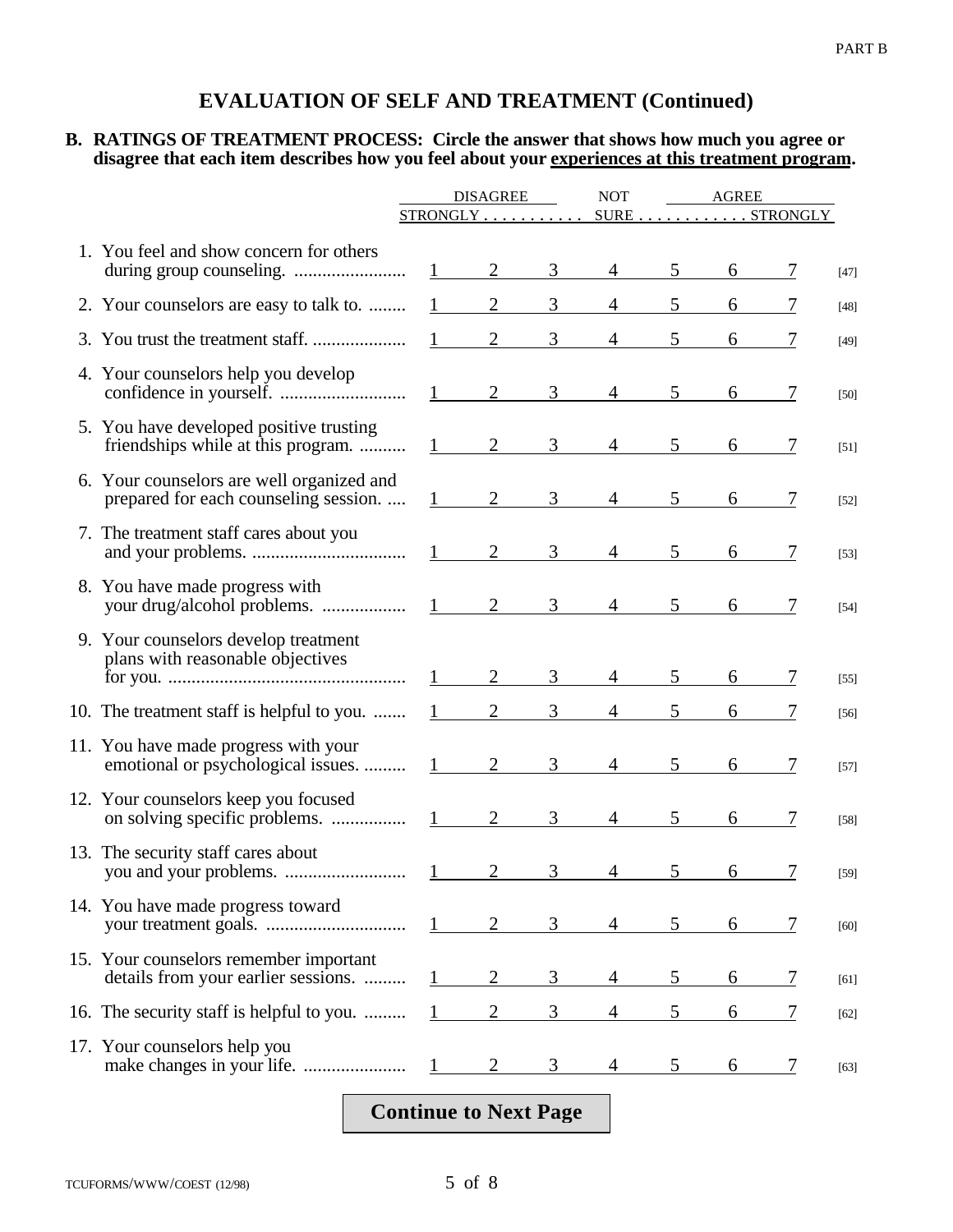PART B

## EVALUATION OF SELF AND TREATMENT (Continued)

**B. RATINGS OF TREATMENT PROCESS: Circle the answer that shows how much you agree or disagree that each item describes how you feel about your <u>experiences at this treatment program</u>.**

| | DISAGREE STRONGLY | | | NOT SURE | | | AGREE STRONGLY | |
|---|---|---|---|---|---|---|---|---|
| 1. You feel and show concern for others during group counseling. | 1 | 2 | 3 | 4 | 5 | 6 | 7 | [47] |
| 2. Your counselors are easy to talk to. | 1 | 2 | 3 | 4 | 5 | 6 | 7 | [48] |
| 3. You trust the treatment staff. | 1 | 2 | 3 | 4 | 5 | 6 | 7 | [49] |
| 4. Your counselors help you develop confidence in yourself. | 1 | 2 | 3 | 4 | 5 | 6 | 7 | [50] |
| 5. You have developed positive trusting friendships while at this program. | 1 | 2 | 3 | 4 | 5 | 6 | 7 | [51] |
| 6. Your counselors are well organized and prepared for each counseling session. | 1 | 2 | 3 | 4 | 5 | 6 | 7 | [52] |
| 7. The treatment staff cares about you and your problems. | 1 | 2 | 3 | 4 | 5 | 6 | 7 | [53] |
| 8. You have made progress with your drug/alcohol problems. | 1 | 2 | 3 | 4 | 5 | 6 | 7 | [54] |
| 9. Your counselors develop treatment plans with reasonable objectives for you. | 1 | 2 | 3 | 4 | 5 | 6 | 7 | [55] |
| 10. The treatment staff is helpful to you. | 1 | 2 | 3 | 4 | 5 | 6 | 7 | [56] |
| 11. You have made progress with your emotional or psychological issues. | 1 | 2 | 3 | 4 | 5 | 6 | 7 | [57] |
| 12. Your counselors keep you focused on solving specific problems. | 1 | 2 | 3 | 4 | 5 | 6 | 7 | [58] |
| 13. The security staff cares about you and your problems. | 1 | 2 | 3 | 4 | 5 | 6 | 7 | [59] |
| 14. You have made progress toward your treatment goals. | 1 | 2 | 3 | 4 | 5 | 6 | 7 | [60] |
| 15. Your counselors remember important details from your earlier sessions. | 1 | 2 | 3 | 4 | 5 | 6 | 7 | [61] |
| 16. The security staff is helpful to you. | 1 | 2 | 3 | 4 | 5 | 6 | 7 | [62] |
| 17. Your counselors help you make changes in your life. | 1 | 2 | 3 | 4 | 5 | 6 | 7 | [63] |

**Continue to Next Page**

TCUFORMS/WWW/COEST (12/98)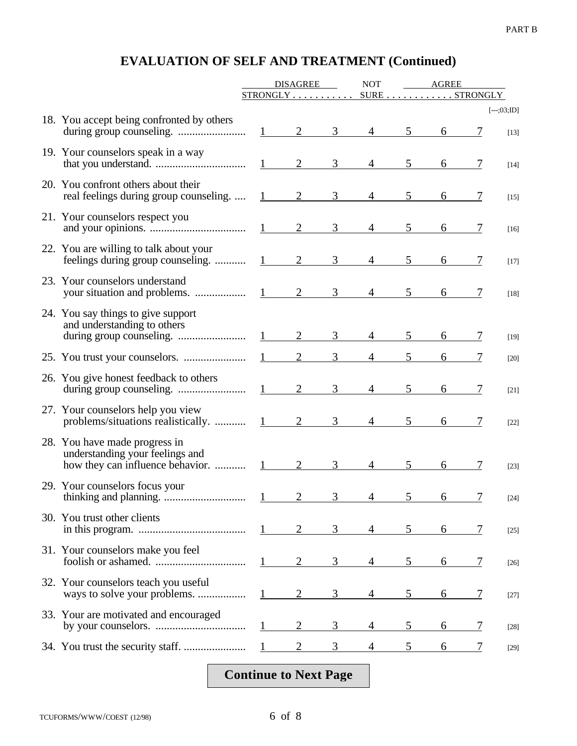PART B

# EVALUATION OF SELF AND TREATMENT (Continued)

| | DISAGREE | | | NOT | AGREE | | | |
|---|---|---|---|---|---|---|---|---|
| | STRONGLY . . . . . . . . . . . | | | SURE . . . . . . . . . . . . | | | STRONGLY | [---;03;ID] |
| 18. You accept being confronted by others during group counseling. ........................ | 1 | 2 | 3 | 4 | 5 | 6 | 7 | [13] |
| 19. Your counselors speak in a way that you understand. ................................ | 1 | 2 | 3 | 4 | 5 | 6 | 7 | [14] |
| 20. You confront others about their real feelings during group counseling. .... | 1 | 2 | 3 | 4 | 5 | 6 | 7 | [15] |
| 21. Your counselors respect you and your opinions. .................................. | 1 | 2 | 3 | 4 | 5 | 6 | 7 | [16] |
| 22. You are willing to talk about your feelings during group counseling. ........... | 1 | 2 | 3 | 4 | 5 | 6 | 7 | [17] |
| 23. Your counselors understand your situation and problems. .................. | 1 | 2 | 3 | 4 | 5 | 6 | 7 | [18] |
| 24. You say things to give support and understanding to others during group counseling. ........................ | 1 | 2 | 3 | 4 | 5 | 6 | 7 | [19] |
| 25. You trust your counselors. ...................... | 1 | 2 | 3 | 4 | 5 | 6 | 7 | [20] |
| 26. You give honest feedback to others during group counseling. ........................ | 1 | 2 | 3 | 4 | 5 | 6 | 7 | [21] |
| 27. Your counselors help you view problems/situations realistically. ........... | 1 | 2 | 3 | 4 | 5 | 6 | 7 | [22] |
| 28. You have made progress in understanding your feelings and how they can influence behavior. ........... | 1 | 2 | 3 | 4 | 5 | 6 | 7 | [23] |
| 29. Your counselors focus your thinking and planning. ............................. | 1 | 2 | 3 | 4 | 5 | 6 | 7 | [24] |
| 30. You trust other clients in this program. ...................................... | 1 | 2 | 3 | 4 | 5 | 6 | 7 | [25] |
| 31. Your counselors make you feel foolish or ashamed. ................................ | 1 | 2 | 3 | 4 | 5 | 6 | 7 | [26] |
| 32. Your counselors teach you useful ways to solve your problems. ................. | 1 | 2 | 3 | 4 | 5 | 6 | 7 | [27] |
| 33. Your are motivated and encouraged by your counselors. ................................ | 1 | 2 | 3 | 4 | 5 | 6 | 7 | [28] |
| 34. You trust the security staff. ...................... | 1 | 2 | 3 | 4 | 5 | 6 | 7 | [29] |

**Continue to Next Page**

TCUFORMS/WWW/COEST (12/98)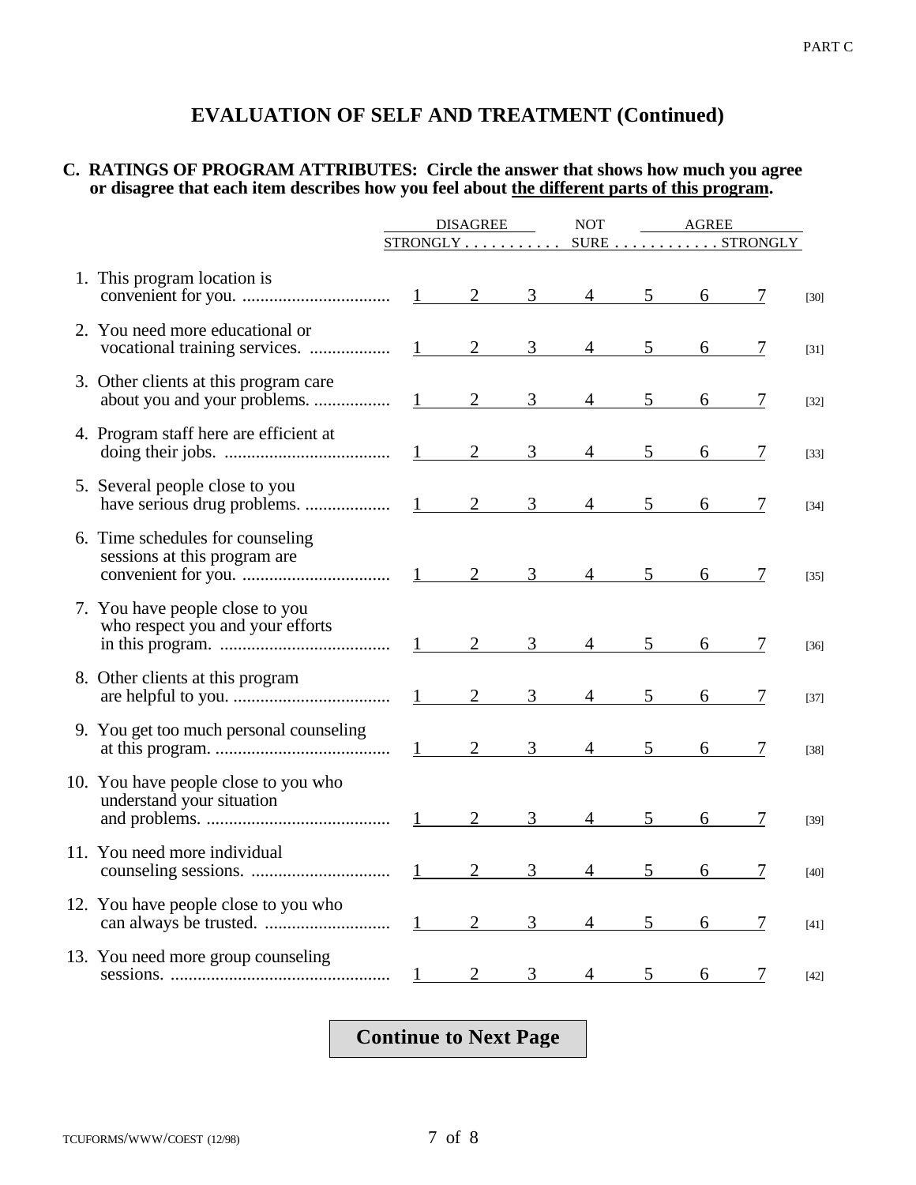PART C

## EVALUATION OF SELF AND TREATMENT (Continued)

**C. RATINGS OF PROGRAM ATTRIBUTES: Circle the answer that shows how much you agree or disagree that each item describes how you feel about <u>the different parts of this program</u>.**

| | DISAGREE STRONGLY | | | NOT SURE | | | AGREE STRONGLY | |
|---|---|---|---|---|---|---|---|---|
| 1. This program location is convenient for you. | 1 | 2 | 3 | 4 | 5 | 6 | 7 | [30] |
| 2. You need more educational or vocational training services. | 1 | 2 | 3 | 4 | 5 | 6 | 7 | [31] |
| 3. Other clients at this program care about you and your problems. | 1 | 2 | 3 | 4 | 5 | 6 | 7 | [32] |
| 4. Program staff here are efficient at doing their jobs. | 1 | 2 | 3 | 4 | 5 | 6 | 7 | [33] |
| 5. Several people close to you have serious drug problems. | 1 | 2 | 3 | 4 | 5 | 6 | 7 | [34] |
| 6. Time schedules for counseling sessions at this program are convenient for you. | 1 | 2 | 3 | 4 | 5 | 6 | 7 | [35] |
| 7. You have people close to you who respect you and your efforts in this program. | 1 | 2 | 3 | 4 | 5 | 6 | 7 | [36] |
| 8. Other clients at this program are helpful to you. | 1 | 2 | 3 | 4 | 5 | 6 | 7 | [37] |
| 9. You get too much personal counseling at this program. | 1 | 2 | 3 | 4 | 5 | 6 | 7 | [38] |
| 10. You have people close to you who understand your situation and problems. | 1 | 2 | 3 | 4 | 5 | 6 | 7 | [39] |
| 11. You need more individual counseling sessions. | 1 | 2 | 3 | 4 | 5 | 6 | 7 | [40] |
| 12. You have people close to you who can always be trusted. | 1 | 2 | 3 | 4 | 5 | 6 | 7 | [41] |
| 13. You need more group counseling sessions. | 1 | 2 | 3 | 4 | 5 | 6 | 7 | [42] |

**Continue to Next Page**

TCUFORMS/WWW/COEST (12/98)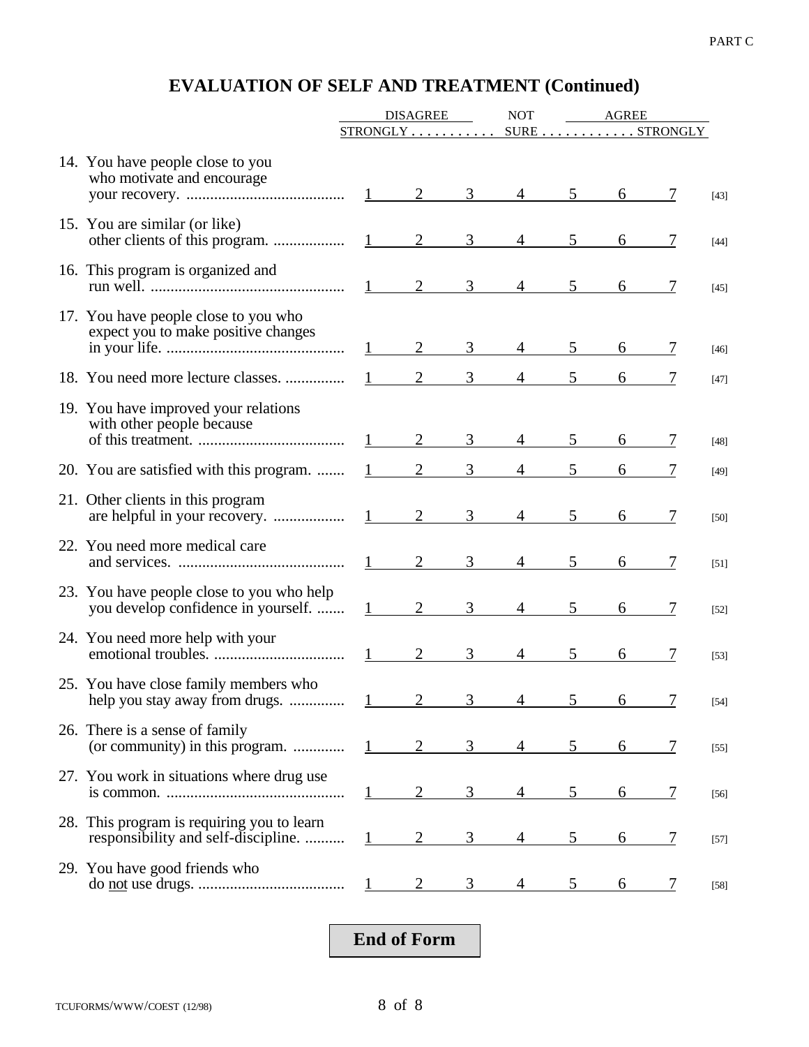PART C

# EVALUATION OF SELF AND TREATMENT (Continued)

| | DISAGREE STRONGLY | | | NOT SURE | | | AGREE STRONGLY | |
|---|---|---|---|---|---|---|---|---|
| 14. You have people close to you who motivate and encourage your recovery. | 1 | 2 | 3 | 4 | 5 | 6 | 7 | [43] |
| 15. You are similar (or like) other clients of this program. | 1 | 2 | 3 | 4 | 5 | 6 | 7 | [44] |
| 16. This program is organized and run well. | 1 | 2 | 3 | 4 | 5 | 6 | 7 | [45] |
| 17. You have people close to you who expect you to make positive changes in your life. | 1 | 2 | 3 | 4 | 5 | 6 | 7 | [46] |
| 18. You need more lecture classes. | 1 | 2 | 3 | 4 | 5 | 6 | 7 | [47] |
| 19. You have improved your relations with other people because of this treatment. | 1 | 2 | 3 | 4 | 5 | 6 | 7 | [48] |
| 20. You are satisfied with this program. | 1 | 2 | 3 | 4 | 5 | 6 | 7 | [49] |
| 21. Other clients in this program are helpful in your recovery. | 1 | 2 | 3 | 4 | 5 | 6 | 7 | [50] |
| 22. You need more medical care and services. | 1 | 2 | 3 | 4 | 5 | 6 | 7 | [51] |
| 23. You have people close to you who help you develop confidence in yourself. | 1 | 2 | 3 | 4 | 5 | 6 | 7 | [52] |
| 24. You need more help with your emotional troubles. | 1 | 2 | 3 | 4 | 5 | 6 | 7 | [53] |
| 25. You have close family members who help you stay away from drugs. | 1 | 2 | 3 | 4 | 5 | 6 | 7 | [54] |
| 26. There is a sense of family (or community) in this program. | 1 | 2 | 3 | 4 | 5 | 6 | 7 | [55] |
| 27. You work in situations where drug use is common. | 1 | 2 | 3 | 4 | 5 | 6 | 7 | [56] |
| 28. This program is requiring you to learn responsibility and self-discipline. | 1 | 2 | 3 | 4 | 5 | 6 | 7 | [57] |
| 29. You have good friends who do not use drugs. | 1 | 2 | 3 | 4 | 5 | 6 | 7 | [58] |

**End of Form**

TCUFORMS/WWW/COEST (12/98)